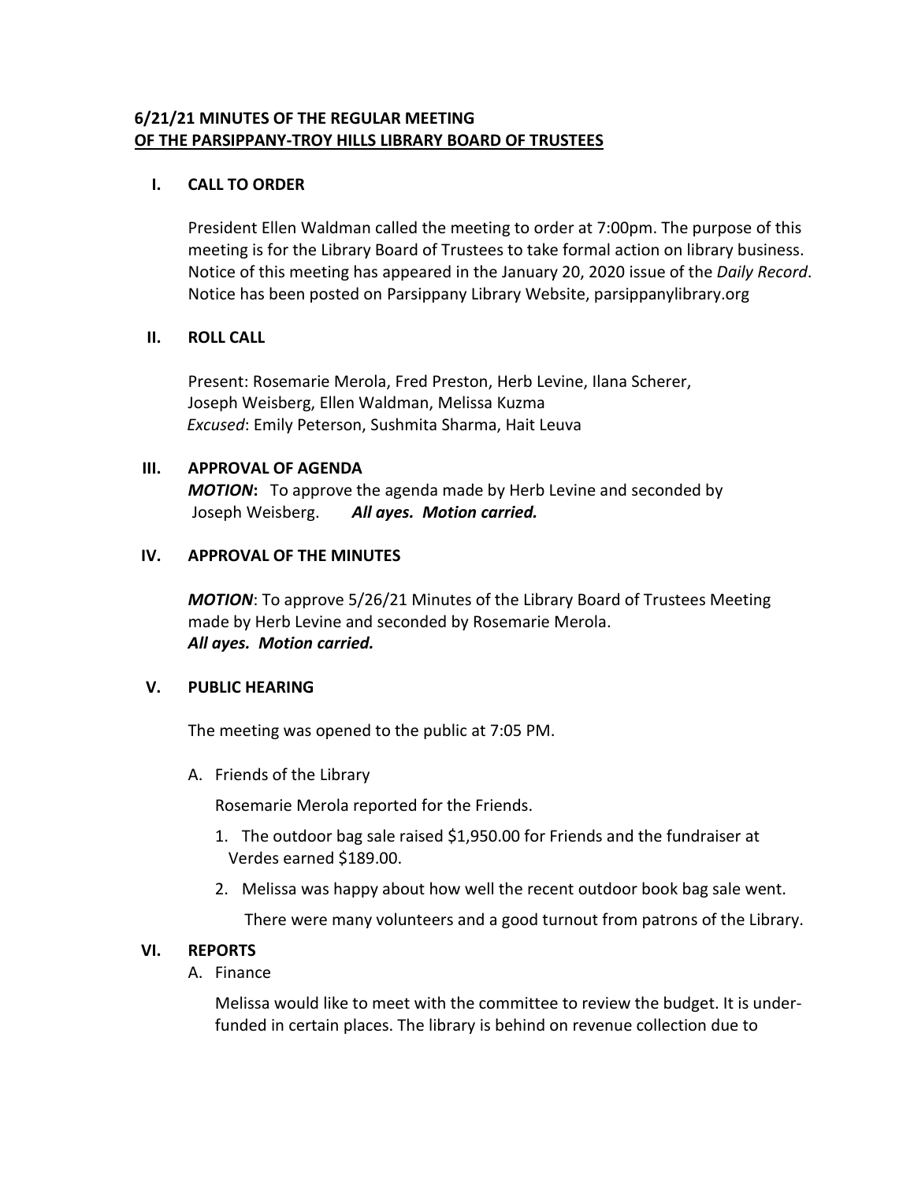## 6/21/21 MINUTES OF THE REGULAR MEETING OF THE PARSIPPANY-TROY HILLS LIBRARY BOARD OF TRUSTEES

### I. CALL TO ORDER

President Ellen Waldman called the meeting to order at 7:00pm. The purpose of this meeting is for the Library Board of Trustees to take formal action on library business. Notice of this meeting has appeared in the January 20, 2020 issue of the *Daily Record*. Notice has been posted on Parsippany Library Website, parsippanylibrary.org

### II. ROLL CALL

Present: Rosemarie Merola, Fred Preston, Herb Levine, Ilana Scherer, Joseph Weisberg, Ellen Waldman, Melissa Kuzma
*Excused*: Emily Peterson, Sushmita Sharma, Hait Leuva

### III. APPROVAL OF AGENDA

***MOTION*:** To approve the agenda made by Herb Levine and seconded by Joseph Weisberg. ***All ayes. Motion carried.***

### IV. APPROVAL OF THE MINUTES

***MOTION***: To approve 5/26/21 Minutes of the Library Board of Trustees Meeting made by Herb Levine and seconded by Rosemarie Merola.
***All ayes. Motion carried.***

### V. PUBLIC HEARING

The meeting was opened to the public at 7:05 PM.

A. Friends of the Library

Rosemarie Merola reported for the Friends.

1. The outdoor bag sale raised $1,950.00 for Friends and the fundraiser at Verdes earned $189.00.
2. Melissa was happy about how well the recent outdoor book bag sale went.

   There were many volunteers and a good turnout from patrons of the Library.

### VI. REPORTS

A. Finance

Melissa would like to meet with the committee to review the budget. It is under-funded in certain places. The library is behind on revenue collection due to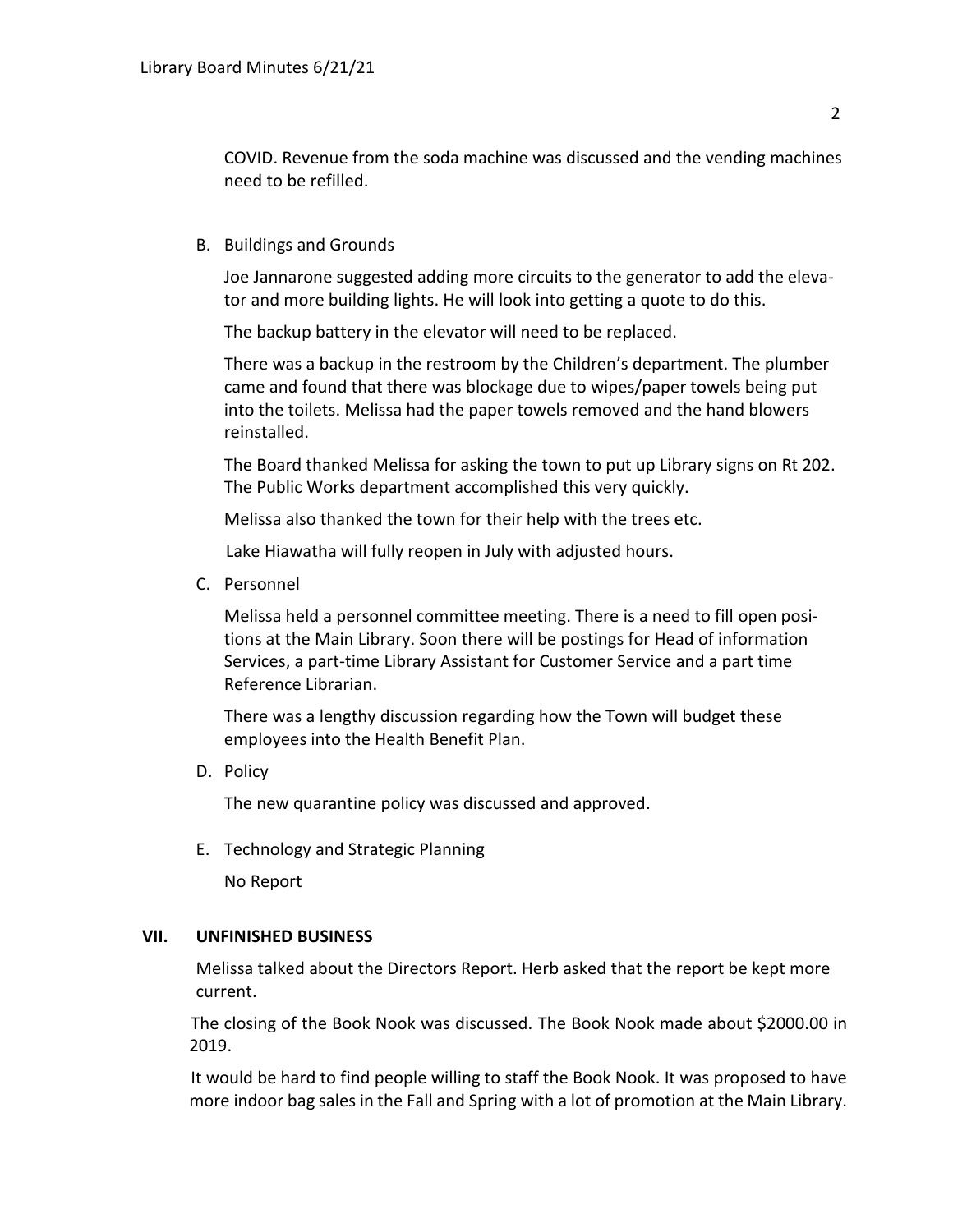COVID. Revenue from the soda machine was discussed and the vending machines need to be refilled.

B. Buildings and Grounds

Joe Jannarone suggested adding more circuits to the generator to add the elevator and more building lights. He will look into getting a quote to do this.

The backup battery in the elevator will need to be replaced.

There was a backup in the restroom by the Children's department. The plumber came and found that there was blockage due to wipes/paper towels being put into the toilets. Melissa had the paper towels removed and the hand blowers reinstalled.

The Board thanked Melissa for asking the town to put up Library signs on Rt 202. The Public Works department accomplished this very quickly.

Melissa also thanked the town for their help with the trees etc.

Lake Hiawatha will fully reopen in July with adjusted hours.

C. Personnel

Melissa held a personnel committee meeting. There is a need to fill open positions at the Main Library. Soon there will be postings for Head of information Services, a part-time Library Assistant for Customer Service and a part time Reference Librarian.

There was a lengthy discussion regarding how the Town will budget these employees into the Health Benefit Plan.

D. Policy

The new quarantine policy was discussed and approved.

E. Technology and Strategic Planning

No Report

## VII. UNFINISHED BUSINESS

Melissa talked about the Directors Report. Herb asked that the report be kept more current.

The closing of the Book Nook was discussed. The Book Nook made about $2000.00 in 2019.

It would be hard to find people willing to staff the Book Nook. It was proposed to have more indoor bag sales in the Fall and Spring with a lot of promotion at the Main Library.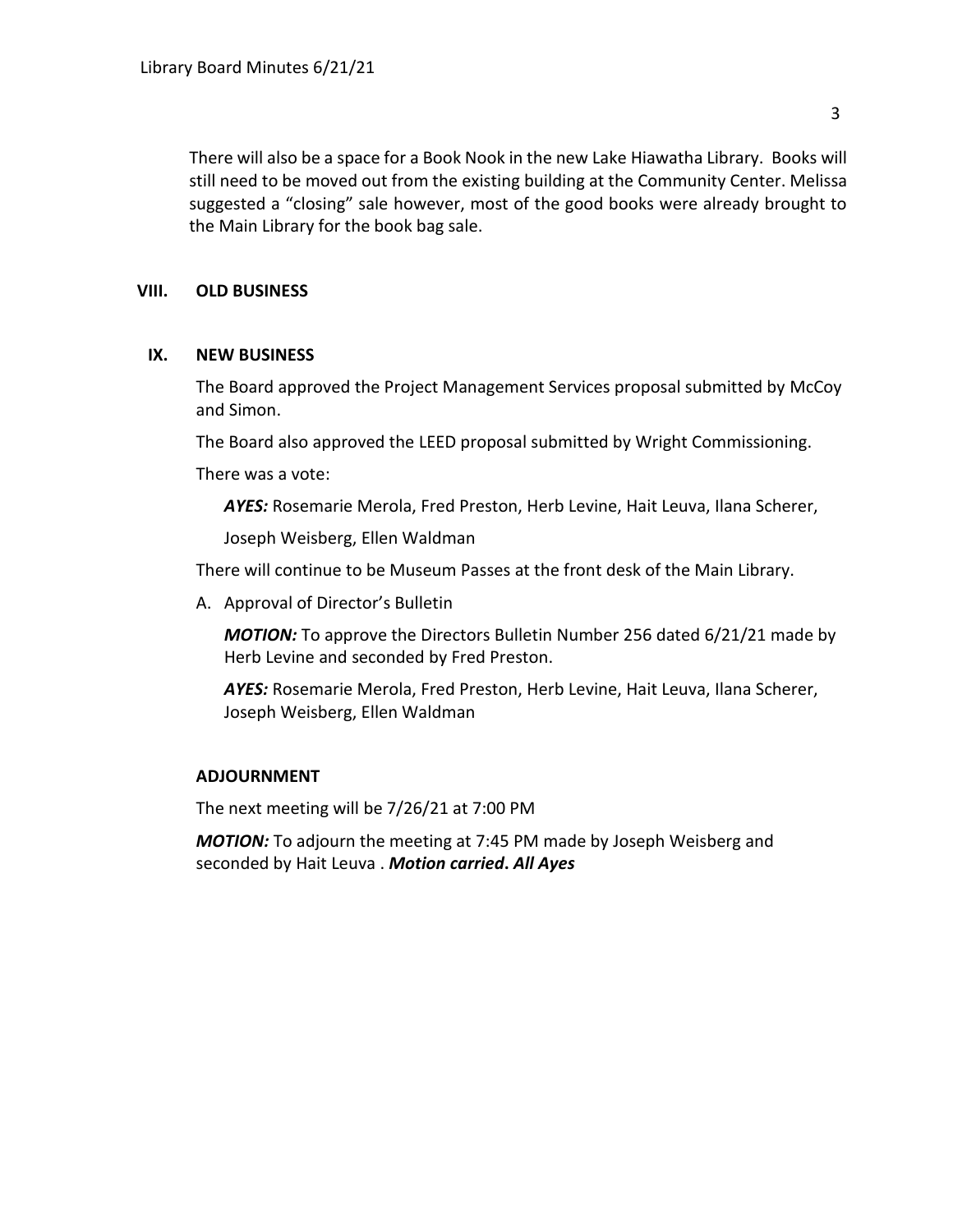There will also be a space for a Book Nook in the new Lake Hiawatha Library. Books will still need to be moved out from the existing building at the Community Center. Melissa suggested a "closing" sale however, most of the good books were already brought to the Main Library for the book bag sale.

## VIII. OLD BUSINESS

## IX. NEW BUSINESS

The Board approved the Project Management Services proposal submitted by McCoy and Simon.

The Board also approved the LEED proposal submitted by Wright Commissioning.

There was a vote:

***AYES:*** Rosemarie Merola, Fred Preston, Herb Levine, Hait Leuva, Ilana Scherer, Joseph Weisberg, Ellen Waldman

There will continue to be Museum Passes at the front desk of the Main Library.

A. Approval of Director's Bulletin

***MOTION:*** To approve the Directors Bulletin Number 256 dated 6/21/21 made by Herb Levine and seconded by Fred Preston.

***AYES:*** Rosemarie Merola, Fred Preston, Herb Levine, Hait Leuva, Ilana Scherer, Joseph Weisberg, Ellen Waldman

## ADJOURNMENT

The next meeting will be 7/26/21 at 7:00 PM

***MOTION:*** To adjourn the meeting at 7:45 PM made by Joseph Weisberg and seconded by Hait Leuva . ***Motion carried*. *All Ayes***